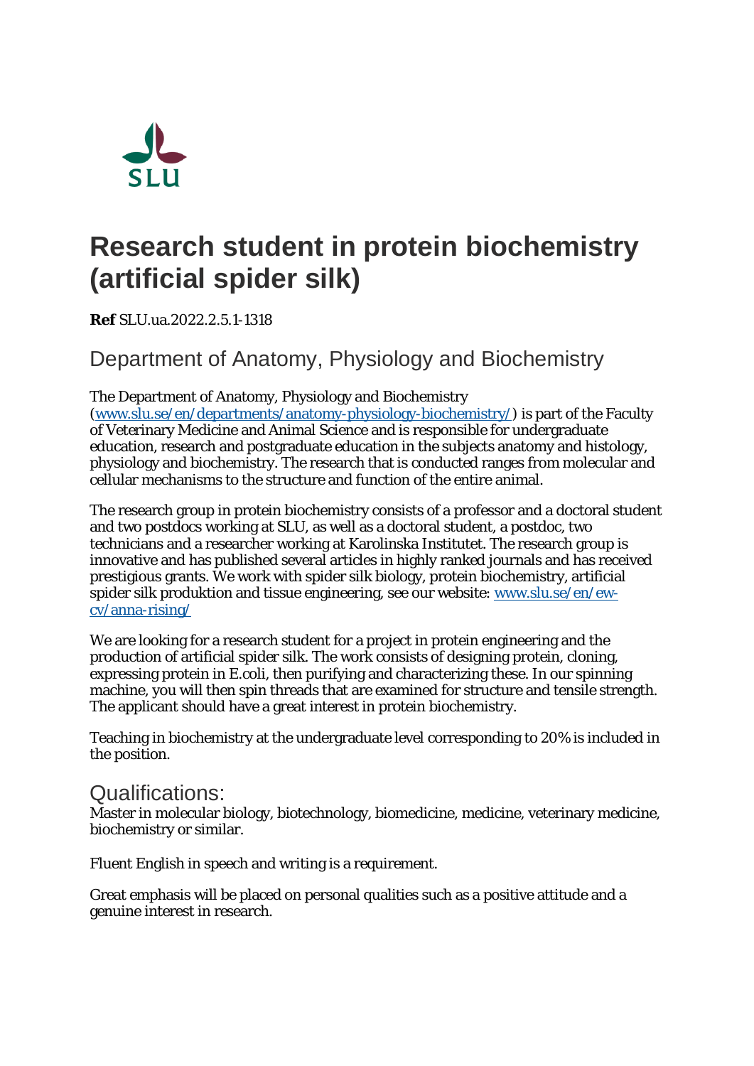# Research student in protein biochemistry (artificial spider silk)

**Ref** SLU.ua.2022.2.5.1-1318

## Department of Anatomy, Physiology and Biochemistry

The Department of Anatomy, Physiology and Biochemistry (www.slu.se/en/departments/anatomy-physiology-biochemistry/) is part of the Faculty of Veterinary Medicine and Animal Science and is responsible for undergraduate education, research and postgraduate education in the subjects anatomy and histology, physiology and biochemistry. The research that is conducted ranges from molecular and cellular mechanisms to the structure and function of the entire animal.

The research group in protein biochemistry consists of a professor and a doctoral student and two postdocs working at SLU, as well as a doctoral student, a postdoc, two technicians and a researcher working at Karolinska Institutet. The research group is innovative and has published several articles in highly ranked journals and has received prestigious grants. We work with spider silk biology, protein biochemistry, artificial spider silk produktion and tissue engineering, see our website: www.slu.se/en/ew-cv/anna-rising/

We are looking for a research student for a project in protein engineering and the production of artificial spider silk. The work consists of designing protein, cloning, expressing protein in E.coli, then purifying and characterizing these. In our spinning machine, you will then spin threads that are examined for structure and tensile strength. The applicant should have a great interest in protein biochemistry.

Teaching in biochemistry at the undergraduate level corresponding to 20% is included in the position.

## Qualifications:

Master in molecular biology, biotechnology, biomedicine, medicine, veterinary medicine, biochemistry or similar.

Fluent English in speech and writing is a requirement.

Great emphasis will be placed on personal qualities such as a positive attitude and a genuine interest in research.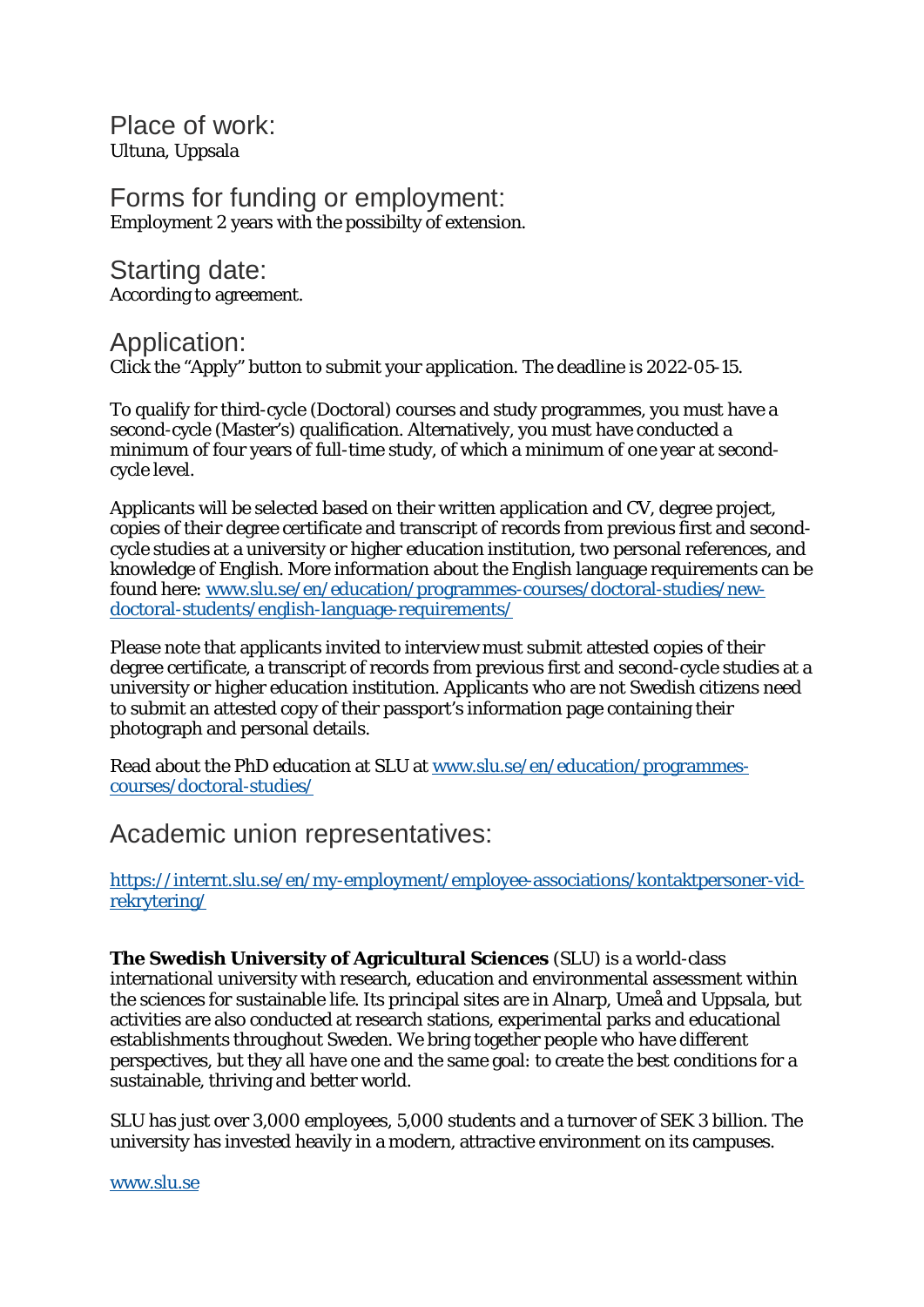## Place of work:

Ultuna, Uppsala

## Forms for funding or employment:

Employment 2 years with the possibilty of extension.

## Starting date:

According to agreement.

## Application:

Click the “Apply” button to submit your application. The deadline is 2022-05-15.

To qualify for third-cycle (Doctoral) courses and study programmes, you must have a second-cycle (Master’s) qualification. Alternatively, you must have conducted a minimum of four years of full-time study, of which a minimum of one year at second-cycle level.

Applicants will be selected based on their written application and CV, degree project, copies of their degree certificate and transcript of records from previous first and second-cycle studies at a university or higher education institution, two personal references, and knowledge of English. More information about the English language requirements can be found here: [www.slu.se/en/education/programmes-courses/doctoral-studies/new-doctoral-students/english-language-requirements/](www.slu.se/en/education/programmes-courses/doctoral-studies/new-doctoral-students/english-language-requirements/)

Please note that applicants invited to interview must submit attested copies of their degree certificate, a transcript of records from previous first and second-cycle studies at a university or higher education institution. Applicants who are not Swedish citizens need to submit an attested copy of their passport’s information page containing their photograph and personal details.

Read about the PhD education at SLU at [www.slu.se/en/education/programmes-courses/doctoral-studies/](www.slu.se/en/education/programmes-courses/doctoral-studies/)

## Academic union representatives:

[https://internt.slu.se/en/my-employment/employee-associations/kontaktpersoner-vid-rekrytering/](https://internt.slu.se/en/my-employment/employee-associations/kontaktpersoner-vid-rekrytering/)

**The Swedish University of Agricultural Sciences** (SLU) is a world-class international university with research, education and environmental assessment within the sciences for sustainable life. Its principal sites are in Alnarp, Umeå and Uppsala, but activities are also conducted at research stations, experimental parks and educational establishments throughout Sweden. We bring together people who have different perspectives, but they all have one and the same goal: to create the best conditions for a sustainable, thriving and better world.

SLU has just over 3,000 employees, 5,000 students and a turnover of SEK 3 billion. The university has invested heavily in a modern, attractive environment on its campuses.

[www.slu.se](www.slu.se)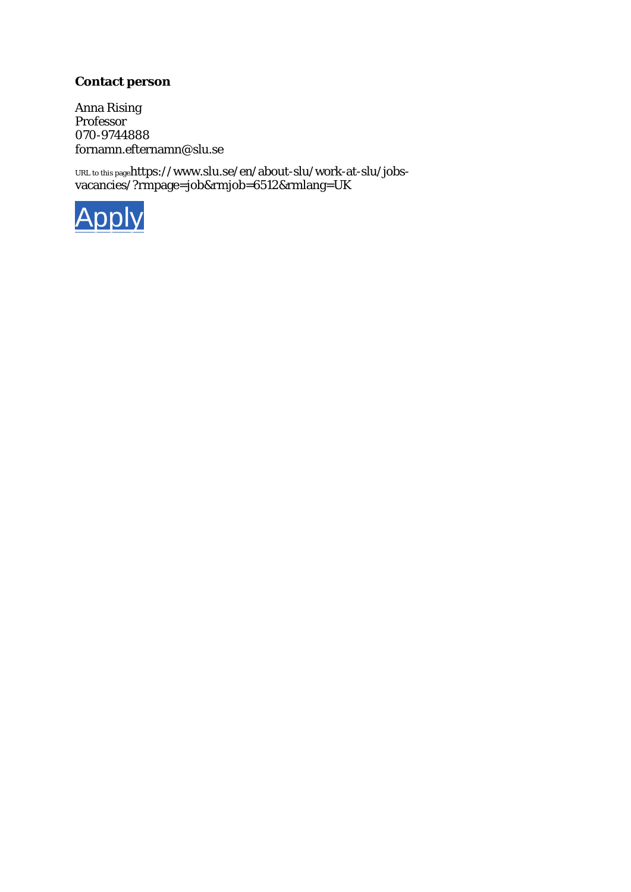**Contact person**

Anna Rising
Professor
070-9744888
fornamn.efternamn@slu.se

URL to this page https://www.slu.se/en/about-slu/work-at-slu/jobs-vacancies/?rmpage=job&rmjob=6512&rmlang=UK

Apply